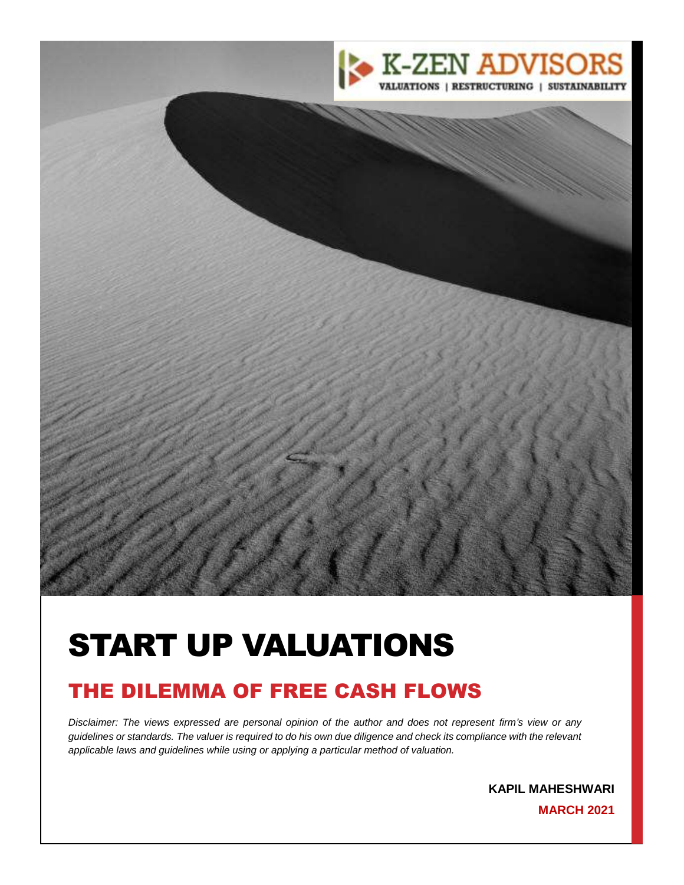K-ZEN ADVISORS

VALUATIONS | RESTRUCTURING | SUSTAINABILITY

# START UP VALUATIONS

## THE DILEMMA OF FREE CASH FLOWS

*Disclaimer: The views expressed are personal opinion of the author and does not represent firm's view or any guidelines or standards. The valuer is required to do his own due diligence and check its compliance with the relevant applicable laws and guidelines while using or applying a particular method of valuation.*

**KAPIL MAHESHWARI**

**MARCH 2021**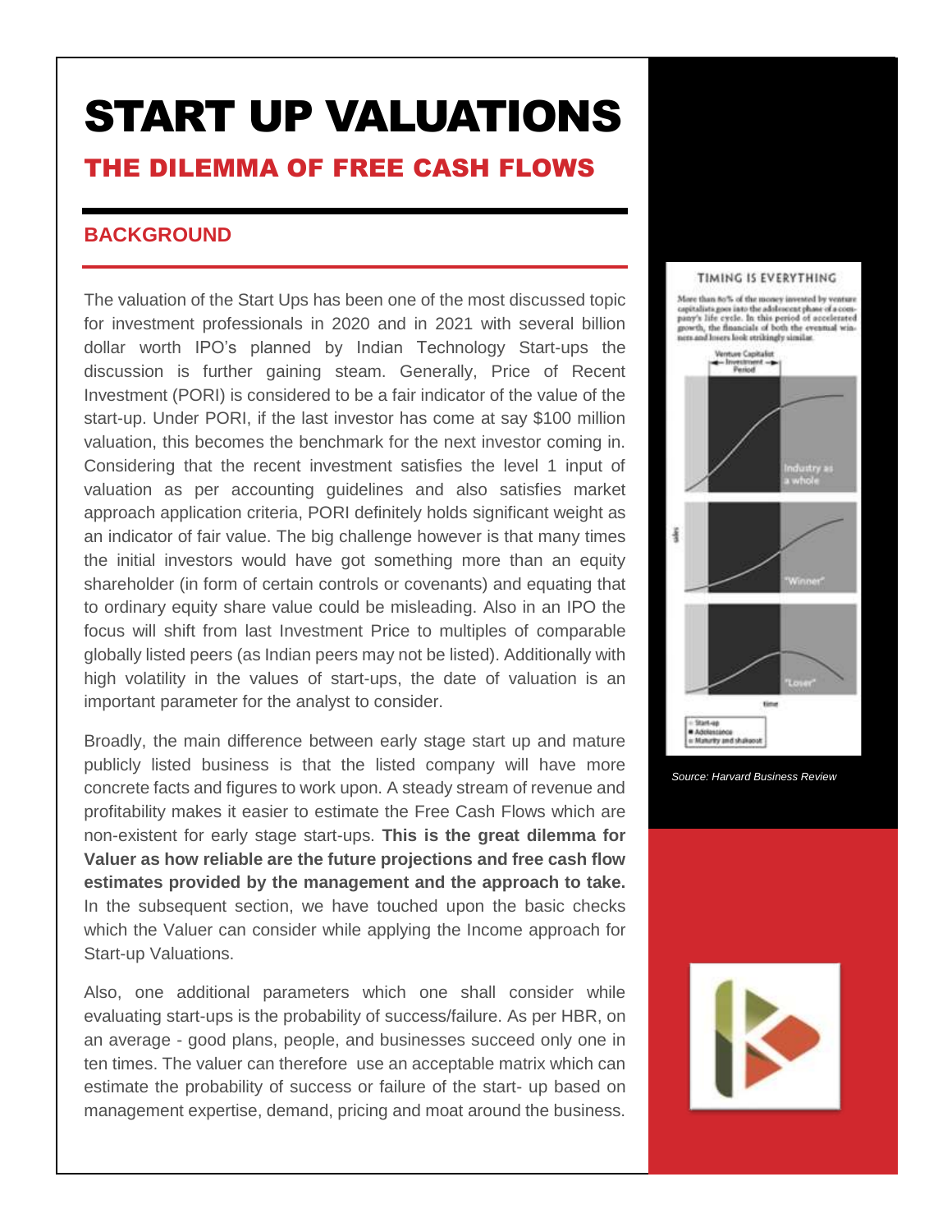# START UP VALUATIONS

## THE DILEMMA OF FREE CASH FLOWS

### BACKGROUND

The valuation of the Start Ups has been one of the most discussed topic for investment professionals in 2020 and in 2021 with several billion dollar worth IPO's planned by Indian Technology Start-ups the discussion is further gaining steam. Generally, Price of Recent Investment (PORI) is considered to be a fair indicator of the value of the start-up. Under PORI, if the last investor has come at say $100 million valuation, this becomes the benchmark for the next investor coming in. Considering that the recent investment satisfies the level 1 input of valuation as per accounting guidelines and also satisfies market approach application criteria, PORI definitely holds significant weight as an indicator of fair value. The big challenge however is that many times the initial investors would have got something more than an equity shareholder (in form of certain controls or covenants) and equating that to ordinary equity share value could be misleading. Also in an IPO the focus will shift from last Investment Price to multiples of comparable globally listed peers (as Indian peers may not be listed). Additionally with high volatility in the values of start-ups, the date of valuation is an important parameter for the analyst to consider.

Broadly, the main difference between early stage start up and mature publicly listed business is that the listed company will have more concrete facts and figures to work upon. A steady stream of revenue and profitability makes it easier to estimate the Free Cash Flows which are non-existent for early stage start-ups. **This is the great dilemma for Valuer as how reliable are the future projections and free cash flow estimates provided by the management and the approach to take.** In the subsequent section, we have touched upon the basic checks which the Valuer can consider while applying the Income approach for Start-up Valuations.

Also, one additional parameters which one shall consider while evaluating start-ups is the probability of success/failure. As per HBR, on an average - good plans, people, and businesses succeed only one in ten times. The valuer can therefore use an acceptable matrix which can estimate the probability of success or failure of the start- up based on management expertise, demand, pricing and moat around the business.

TIMING IS EVERYTHING

More than 80% of the money invested by venture capitalists goes into the adolescent phase of a company's life cycle. In this period of accelerated growth, the financials of both the eventual winners and losers look strikingly similar.

*Source: Harvard Business Review*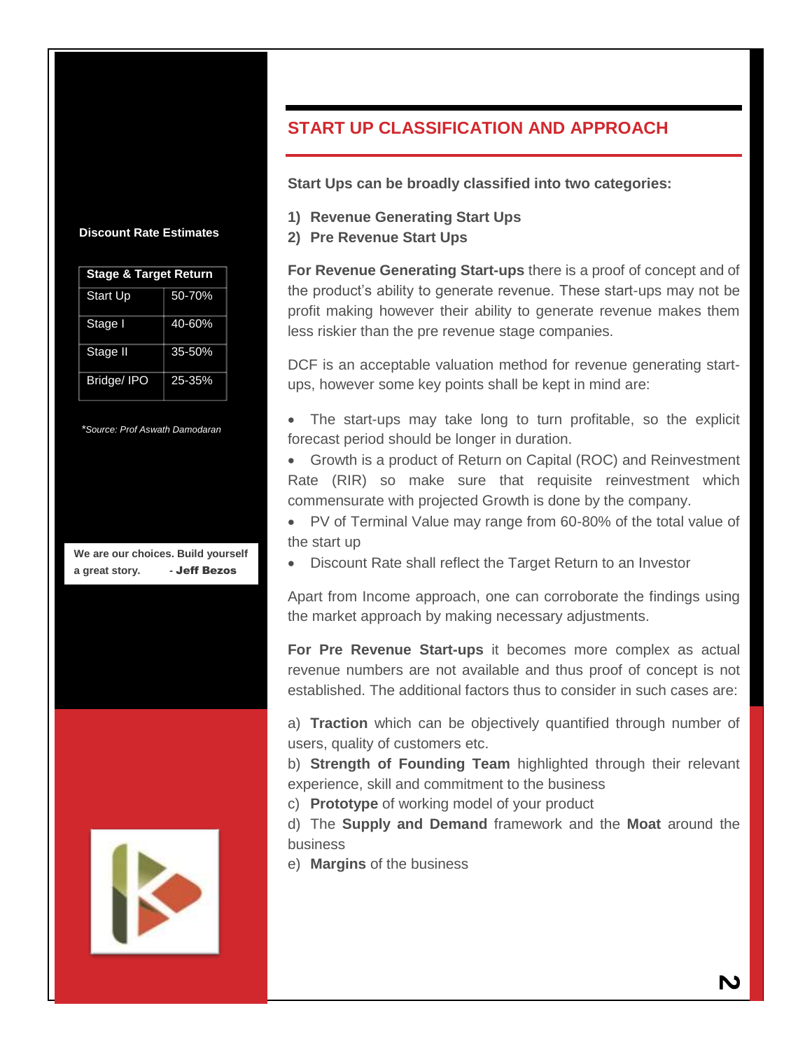## START UP CLASSIFICATION AND APPROACH

**Start Ups can be broadly classified into two categories:**

1) **Revenue Generating Start Ups**
2) **Pre Revenue Start Ups**

**For Revenue Generating Start-ups** there is a proof of concept and of the product's ability to generate revenue. These start-ups may not be profit making however their ability to generate revenue makes them less riskier than the pre revenue stage companies.

DCF is an acceptable valuation method for revenue generating start-ups, however some key points shall be kept in mind are:

- The start-ups may take long to turn profitable, so the explicit forecast period should be longer in duration.
- Growth is a product of Return on Capital (ROC) and Reinvestment Rate (RIR) so make sure that requisite reinvestment which commensurate with projected Growth is done by the company.
- PV of Terminal Value may range from 60-80% of the total value of the start up
- Discount Rate shall reflect the Target Return to an Investor

Apart from Income approach, one can corroborate the findings using the market approach by making necessary adjustments.

**For Pre Revenue Start-ups** it becomes more complex as actual revenue numbers are not available and thus proof of concept is not established. The additional factors thus to consider in such cases are:

a) **Traction** which can be objectively quantified through number of users, quality of customers etc.
b) **Strength of Founding Team** highlighted through their relevant experience, skill and commitment to the business
c) **Prototype** of working model of your product
d) The **Supply and Demand** framework and the **Moat** around the business
e) **Margins** of the business

**Discount Rate Estimates**

| Stage & Target Return | |
|---|---|
| Start Up | 50-70% |
| Stage I | 40-60% |
| Stage II | 35-50% |
| Bridge/ IPO | 25-35% |

*\*Source: Prof Aswath Damodaran*

**We are our choices. Build yourself a great story. - *Jeff Bezos***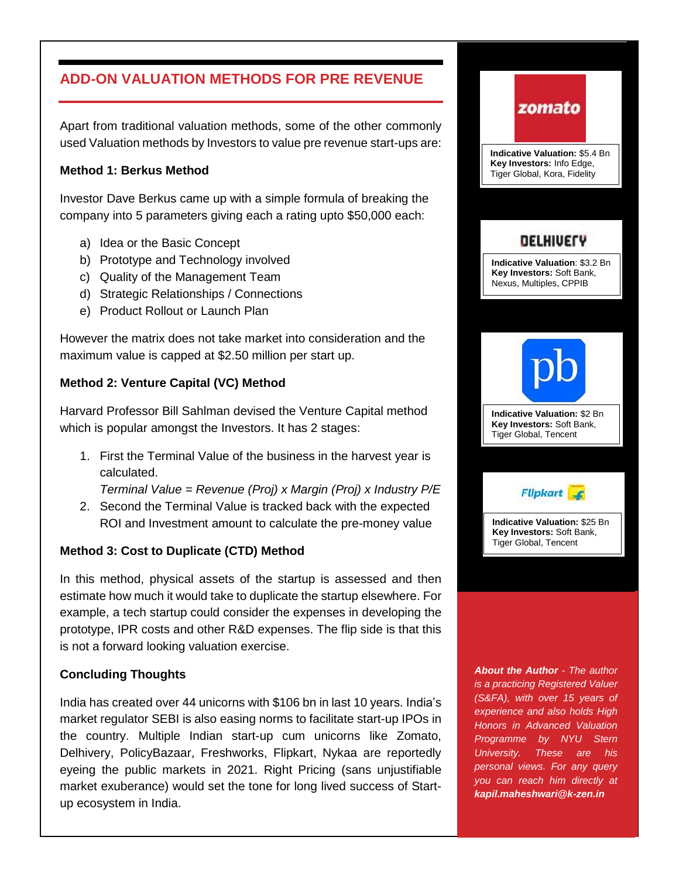## ADD-ON VALUATION METHODS FOR PRE REVENUE

Apart from traditional valuation methods, some of the other commonly used Valuation methods by Investors to value pre revenue start-ups are:

**Method 1: Berkus Method**

Investor Dave Berkus came up with a simple formula of breaking the company into 5 parameters giving each a rating upto $50,000 each:

a) Idea or the Basic Concept
b) Prototype and Technology involved
c) Quality of the Management Team
d) Strategic Relationships / Connections
e) Product Rollout or Launch Plan

However the matrix does not take market into consideration and the maximum value is capped at $2.50 million per start up.

**Method 2: Venture Capital (VC) Method**

Harvard Professor Bill Sahlman devised the Venture Capital method which is popular amongst the Investors. It has 2 stages:

1. First the Terminal Value of the business in the harvest year is calculated.
   *Terminal Value = Revenue (Proj) x Margin (Proj) x Industry P/E*
2. Second the Terminal Value is tracked back with the expected ROI and Investment amount to calculate the pre-money value

**Method 3: Cost to Duplicate (CTD) Method**

In this method, physical assets of the startup is assessed and then estimate how much it would take to duplicate the startup elsewhere. For example, a tech startup could consider the expenses in developing the prototype, IPR costs and other R&D expenses. The flip side is that this is not a forward looking valuation exercise.

**Concluding Thoughts**

India has created over 44 unicorns with $106 bn in last 10 years. India's market regulator SEBI is also easing norms to facilitate start-up IPOs in the country. Multiple Indian start-up cum unicorns like Zomato, Delhivery, PolicyBazaar, Freshworks, Flipkart, Nykaa are reportedly eyeing the public markets in 2021. Right Pricing (sans unjustifiable market exuberance) would set the tone for long lived success of Start-up ecosystem in India.

zomato

**Indicative Valuation:** $5.4 Bn
**Key Investors:** Info Edge, Tiger Global, Kora, Fidelity

DELHIVERY

**Indicative Valuation**: $3.2 Bn
**Key Investors:** Soft Bank, Nexus, Multiples, CPPIB

pb

**Indicative Valuation:** $2 Bn
**Key Investors:** Soft Bank, Tiger Global, Tencent

Flipkart

**Indicative Valuation:** $25 Bn
**Key Investors:** Soft Bank, Tiger Global, Tencent

***About the Author*** *- The author is a practicing Registered Valuer (S&FA), with over 15 years of experience and also holds High Honors in Advanced Valuation Programme by NYU Stern University. These are his personal views. For any query you can reach him directly at* ***kapil.maheshwari@k-zen.in***